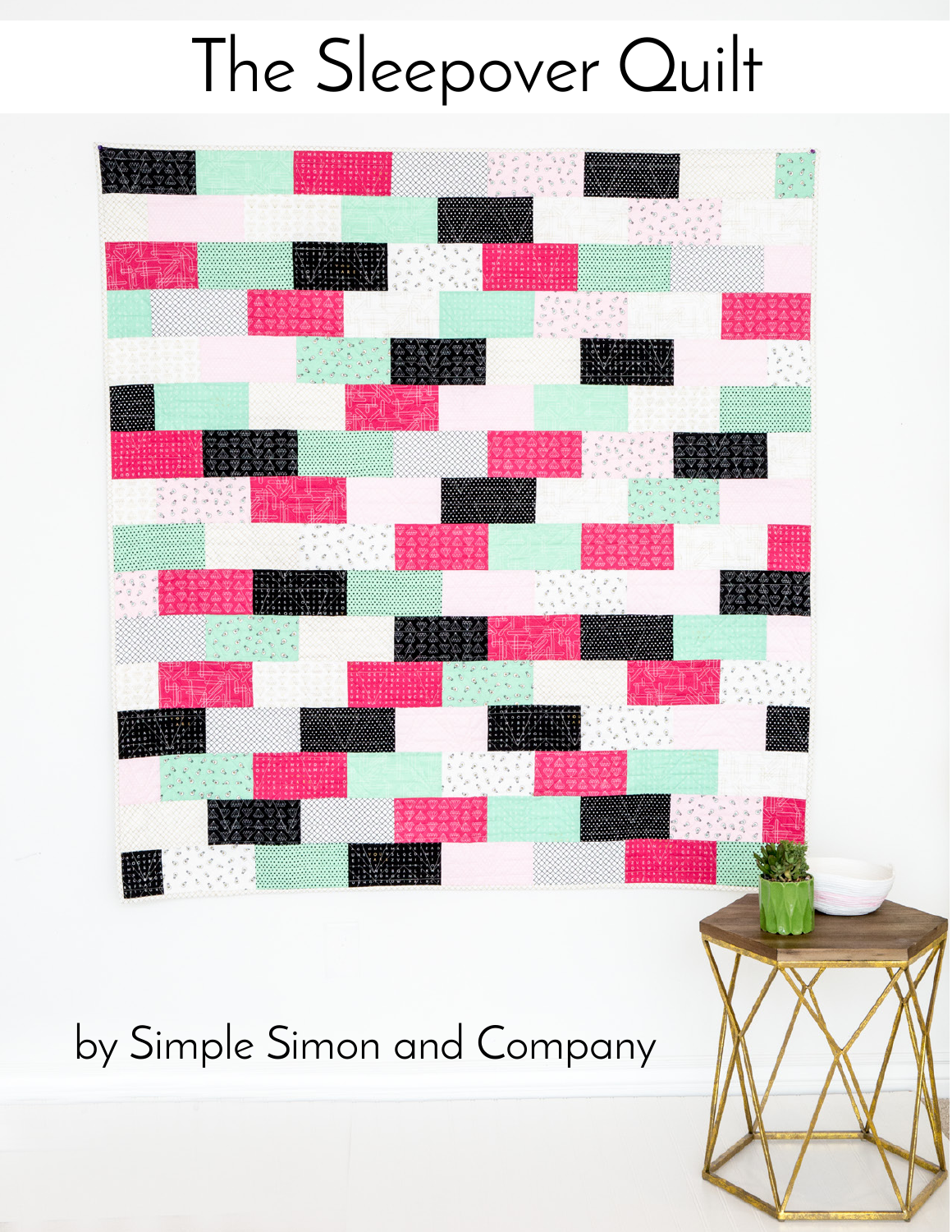# The Sleepover Quilt

by Simple Simon and Company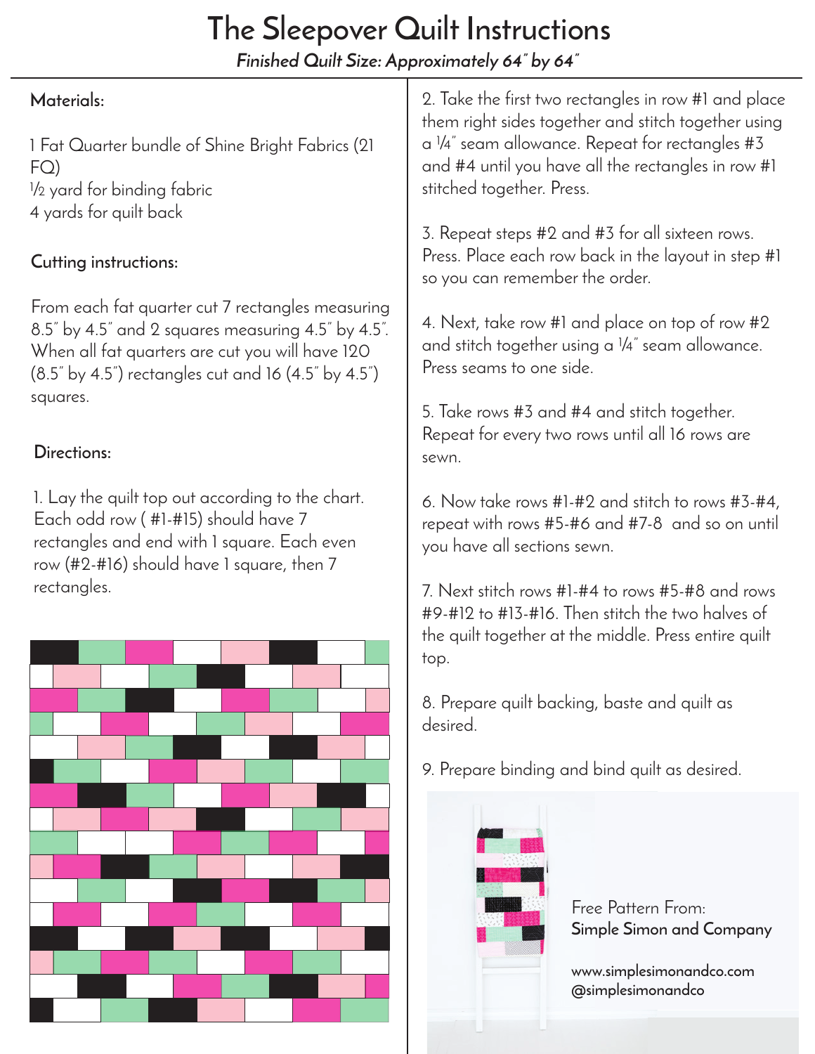# The Sleepover Quilt Instructions

***Finished Quilt Size: Approximately 64" by 64"***

### Materials:

1 Fat Quarter bundle of Shine Bright Fabrics (21 FQ)
½ yard for binding fabric
4 yards for quilt back

### Cutting instructions:

From each fat quarter cut 7 rectangles measuring 8.5" by 4.5" and 2 squares measuring 4.5" by 4.5". When all fat quarters are cut you will have 120 (8.5" by 4.5") rectangles cut and 16 (4.5" by 4.5") squares.

### Directions:

1. Lay the quilt top out according to the chart. Each odd row ( #1-#15) should have 7 rectangles and end with 1 square. Each even row (#2-#16) should have 1 square, then 7 rectangles.

2. Take the first two rectangles in row #1 and place them right sides together and stitch together using a ¼" seam allowance. Repeat for rectangles #3 and #4 until you have all the rectangles in row #1 stitched together. Press.

3. Repeat steps #2 and #3 for all sixteen rows. Press. Place each row back in the layout in step #1 so you can remember the order.

4. Next, take row #1 and place on top of row #2 and stitch together using a ¼" seam allowance. Press seams to one side.

5. Take rows #3 and #4 and stitch together. Repeat for every two rows until all 16 rows are sewn.

6. Now take rows #1-#2 and stitch to rows #3-#4, repeat with rows #5-#6 and #7-8 and so on until you have all sections sewn.

7. Next stitch rows #1-#4 to rows #5-#8 and rows #9-#12 to #13-#16. Then stitch the two halves of the quilt together at the middle. Press entire quilt top.

8. Prepare quilt backing, baste and quilt as desired.

9. Prepare binding and bind quilt as desired.

Free Pattern From:
**Simple Simon and Company**

**www.simplesimonandco.com**
**@simplesimonandco**